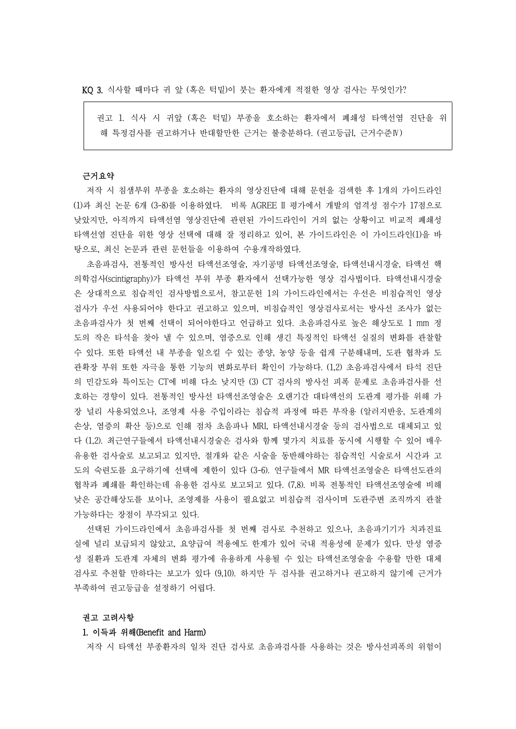KQ 3. 식사할 때마다 귀 앞 (혹은 턱밑)이 붓는 환자에게 적절한 영상 검사는 무엇인가?

> 권고 1. 식사 시 귀앞 (혹은 턱밑) 부종을 호소하는 환자에서 폐쇄성 타액선염 진단을 위해 특정검사를 권고하거나 반대할만한 근거는 불충분하다. (권고등급I, 근거수준Ⅳ)

**근거요약**

저작 시 침샘부위 부종을 호소하는 환자의 영상진단에 대해 문헌을 검색한 후 1개의 가이드라인 (1)과 최신 논문 6개 (3-8)를 이용하였다. 비록 AGREE Ⅱ 평가에서 개발의 엄격성 점수가 17점으로 낮았지만, 아직까지 타액선염 영상진단에 관련된 가이드라인이 거의 없는 상황이고 비교적 폐쇄성 타액선염 진단을 위한 영상 선택에 대해 잘 정리하고 있어, 본 가이드라인은 이 가이드라인(1)을 바탕으로, 최신 논문과 관련 문헌들을 이용하여 수용개작하였다.

초음파검사, 전통적인 방사선 타액선조영술, 자기공명 타액선조영술, 타액선내시경술, 타액선 핵의학검사(scintigraphy)가 타액선 부위 부종 환자에서 선택가능한 영상 검사법이다. 타액선내시경술은 상대적으로 침습적인 검사방법으로서, 참고문헌 1의 가이드라인에서는 우선은 비침습적인 영상검사가 우선 사용되어야 한다고 권고하고 있으며, 비침습적인 영상검사로서는 방사선 조사가 없는 초음파검사가 첫 번째 선택이 되어야한다고 언급하고 있다. 초음파검사로 높은 해상도로 1 mm 정도의 작은 타석을 찾아 낼 수 있으며, 염증으로 인해 생긴 특징적인 타액선 실질의 변화를 관찰할 수 있다. 또한 타액선 내 부종을 일으킬 수 있는 종양, 농양 등을 쉽게 구분해내며, 도관 협착과 도관확장 부위 또한 자극을 통한 기능의 변화로부터 확인이 가능하다. (1,2) 초음파검사에서 타석 진단의 민감도와 특이도는 CT에 비해 다소 낮지만 (3) CT 검사의 방사선 피폭 문제로 초음파검사를 선호하는 경향이 있다. 전통적인 방사선 타액선조영술은 오랜기간 대타액선의 도관계 평가를 위해 가장 널리 사용되었으나, 조영제 사용 주입이라는 침습적 과정에 따른 부작용 (알러지반응, 도관계의 손상, 염증의 확산 등)으로 인해 점차 초음파나 MRI, 타액선내시경술 등의 검사법으로 대체되고 있다 (1,2). 최근연구들에서 타액선내시경술은 검사와 함께 몇가지 치료를 동시에 시행할 수 있어 매우 유용한 검사술로 보고되고 있지만, 절개와 같은 시술을 동반해야하는 침습적인 시술로서 시간과 고도의 숙련도를 요구하기에 선택에 제한이 있다 (3-6). 연구들에서 MR 타액선조영술은 타액선도관의 협착과 폐쇄를 확인하는데 유용한 검사로 보고되고 있다. (7,8). 비록 전통적인 타액선조영술에 비해 낮은 공간해상도를 보이나, 조영제를 사용이 필요없고 비침습적 검사이며 도관주변 조직까지 관찰 가능하다는 장점이 부각되고 있다.

선택된 가이드라인에서 초음파검사를 첫 번째 검사로 추천하고 있으나, 초음파기기가 치과진료실에 널리 보급되지 않았고, 요양급여 적용에도 한계가 있어 국내 적용성에 문제가 있다. 만성 염증성 질환과 도관계 자체의 변화 평가에 유용하게 사용될 수 있는 타액선조영술을 수용할 만한 대체 검사로 추천할 만하다는 보고가 있다 (9,10). 하지만 두 검사를 권고하거나 권고하지 않기에 근거가 부족하여 권고등급을 설정하기 어렵다.

**권고 고려사항**

**1. 이득과 위해(Benefit and Harm)**

저작 시 타액선 부종환자의 일차 진단 검사로 초음파검사를 사용하는 것은 방사선피폭의 위험이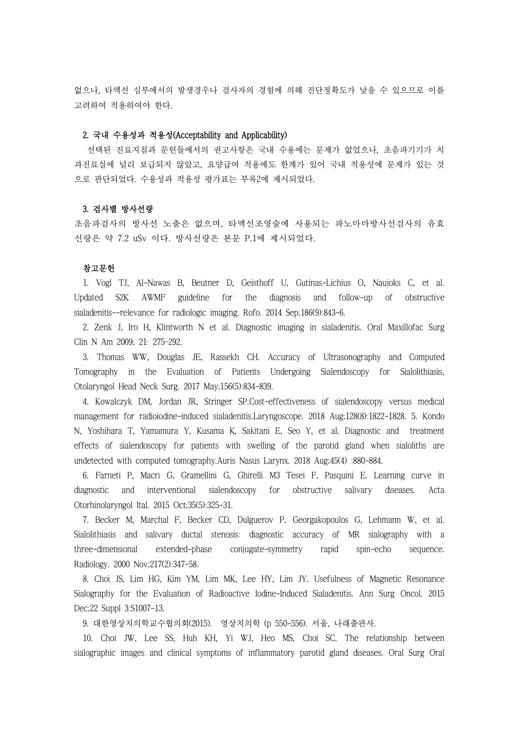없으나, 타액선 심부에서의 발생경우나 검사자의 경험에 의해 진단정확도가 낮을 수 있으므로 이를 고려하여 적용하여야 한다.

### 2. 국내 수용성과 적용성(Acceptability and Applicability)

선택된 진료지침과 문헌들에서의 권고사항은 국내 수용에는 문제가 없었으나, 초음파기기가 치과진료실에 널리 보급되지 않았고, 요양급여 적용에도 한계가 있어 국내 적용성에 문제가 있는 것으로 판단되었다. 수용성과 적용성 평가표는 부록2에 제시되었다.

### 3. 검사별 방사선량

초음파검사의 방사선 노출은 없으며, 타액선조영술에 사용되는 파노마마방사선검사의 유효선량은 약 7.2 uSv 이다. 방사선량은 본문 P.1에 제시되었다.

### 참고문헌

1. Vogl TJ, Al-Nawas B, Beutner D, Geisthoff U, Gutinas-Lichius O, Naujoks C, et al. Updated S2K AWMF guideline for the diagnosis and follow-up of obstructive sialadenitis--relevance for radiologic imaging. Rofo. 2014 Sep;186(9):843-6.

2. Zenk J, Iro H, Klintworth N et al. Diagnostic imaging in sialadenitis. Oral Maxillofac Surg Clin N Am 2009; 21: 275-292.

3. Thomas WW, Douglas JE, Rassekh CH. Accuracy of Ultrasonography and Computed Tomography in the Evaluation of Patients Undergoing Sialendoscopy for Sialolithiasis, Otolaryngol Head Neck Surg. 2017 May;156(5):834-839.

4. Kowalczyk DM, Jordan JR, Stringer SP.Cost-effectiveness of sialendoscopy versus medical management for radioiodine-induced sialadenitis.Laryngoscope. 2018 Aug;128(8):1822-1828. 5. Kondo N, Yoshihara T, Yamamura Y, Kusama K, Sakitani E, Seo Y, et al. Diagnostic and treatment effects of sialendoscopy for patients with swelling of the parotid gland when sialoliths are undetected with computed tomography.Auris Nasus Larynx. 2018 Aug;45(4) :880-884.

6. Farneti P, Macrì G, Gramellini G, Ghirelli M3 Tesei F, Pasquini E. Learning curve in diagnostic and interventional sialendoscopy for obstructive salivary diseases. Acta Otorhinolaryngol Ital. 2015 Oct;35(5):325-31.

7. Becker M, Marchal F, Becker CD, Dulguerov P, Georgakopoulos G, Lehmann W, et al. Sialolithiasis and salivary ductal stenosis: diagnostic accuracy of MR sialography with a three-dimensional extended-phase conjugate-symmetry rapid spin-echo sequence. Radiology. 2000 Nov;217(2):347-58.

8. Choi JS, Lim HG, Kim YM, Lim MK, Lee HY, Lim JY. Usefulness of Magnetic Resonance Sialography for the Evaluation of Radioactive Iodine-Induced Sialadenitis. Ann Surg Oncol. 2015 Dec;22 Suppl 3:S1007-13.

9. 대한영상치의학교수협의회(2015). 영상치의학 (p 550-556). 서울, 나래출판사.

10. Choi JW, Lee SS, Huh KH, Yi WJ, Heo MS, Choi SC. The relationship between sialographic images and clinical symptoms of inflammatory parotid gland diseases. Oral Surg Oral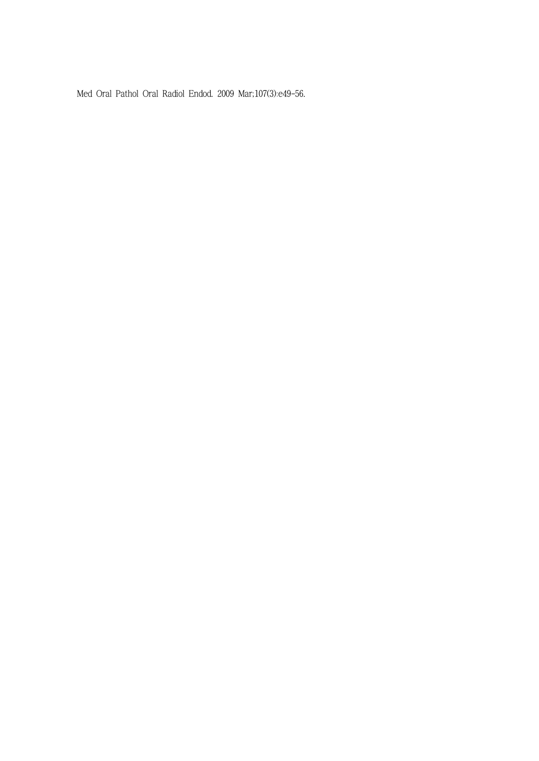Med Oral Pathol Oral Radiol Endod. 2009 Mar;107(3):e49-56.